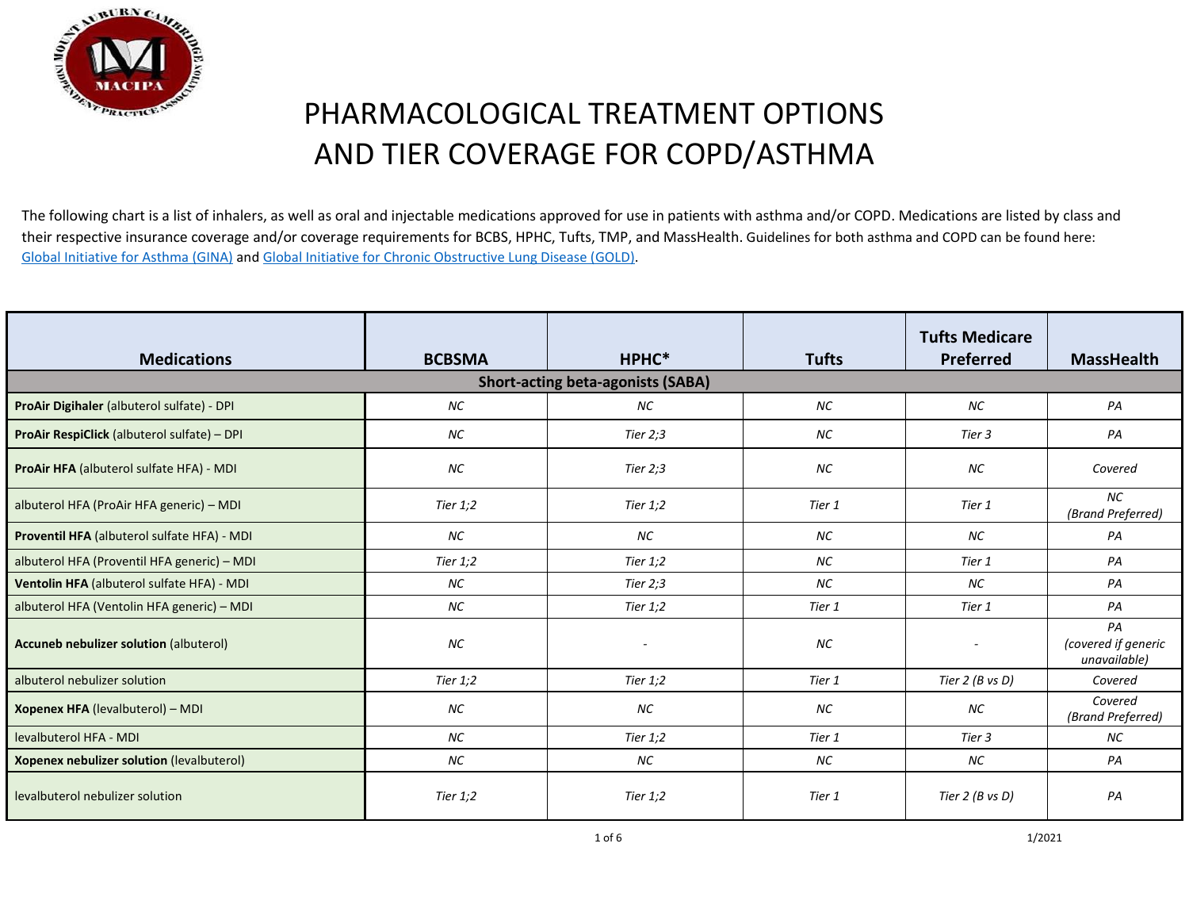# PHARMACOLOGICAL TREATMENT OPTIONS AND TIER COVERAGE FOR COPD/ASTHMA

The following chart is a list of inhalers, as well as oral and injectable medications approved for use in patients with asthma and/or COPD. Medications are listed by class and their respective insurance coverage and/or coverage requirements for BCBS, HPHC, Tufts, TMP, and MassHealth. Guidelines for both asthma and COPD can be found here: Global Initiative for Asthma (GINA) and Global Initiative for Chronic Obstructive Lung Disease (GOLD).

| Medications | BCBSMA | HPHC* | Tufts | Tufts Medicare Preferred | MassHealth |
|---|---|---|---|---|---|
| **Short-acting beta-agonists (SABA)** | | | | | |
| **ProAir Digihaler** (albuterol sulfate) - DPI | *NC* | *NC* | *NC* | *NC* | *PA* |
| **ProAir RespiClick** (albuterol sulfate) – DPI | *NC* | *Tier 2;3* | *NC* | *Tier 3* | *PA* |
| **ProAir HFA** (albuterol sulfate HFA) - MDI | *NC* | *Tier 2;3* | *NC* | *NC* | *Covered* |
| albuterol HFA (ProAir HFA generic) – MDI | *Tier 1;2* | *Tier 1;2* | *Tier 1* | *Tier 1* | *NC (Brand Preferred)* |
| **Proventil HFA** (albuterol sulfate HFA) - MDI | *NC* | *NC* | *NC* | *NC* | *PA* |
| albuterol HFA (Proventil HFA generic) – MDI | *Tier 1;2* | *Tier 1;2* | *NC* | *Tier 1* | *PA* |
| **Ventolin HFA** (albuterol sulfate HFA) - MDI | *NC* | *Tier 2;3* | *NC* | *NC* | *PA* |
| albuterol HFA (Ventolin HFA generic) – MDI | *NC* | *Tier 1;2* | *Tier 1* | *Tier 1* | *PA* |
| **Accuneb nebulizer solution** (albuterol) | *NC* | - | *NC* | - | *PA (covered if generic unavailable)* |
| albuterol nebulizer solution | *Tier 1;2* | *Tier 1;2* | *Tier 1* | *Tier 2 (B vs D)* | *Covered* |
| **Xopenex HFA** (levalbuterol) – MDI | *NC* | *NC* | *NC* | *NC* | *Covered (Brand Preferred)* |
| levalbuterol HFA - MDI | *NC* | *Tier 1;2* | *Tier 1* | *Tier 3* | *NC* |
| **Xopenex nebulizer solution** (levalbuterol) | *NC* | *NC* | *NC* | *NC* | *PA* |
| levalbuterol nebulizer solution | *Tier 1;2* | *Tier 1;2* | *Tier 1* | *Tier 2 (B vs D)* | *PA* |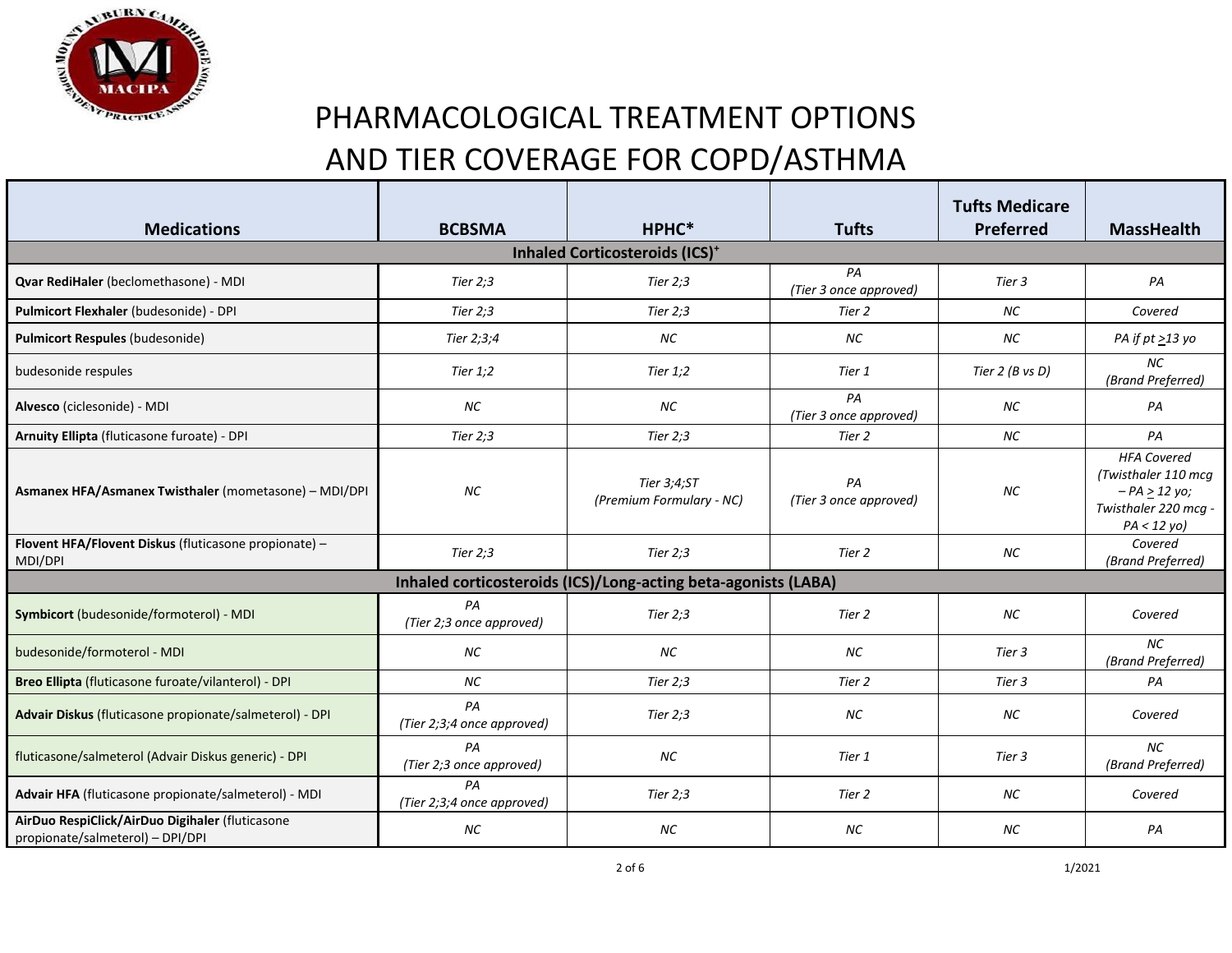# PHARMACOLOGICAL TREATMENT OPTIONS AND TIER COVERAGE FOR COPD/ASTHMA

| Medications | BCBSMA | HPHC* | Tufts | Tufts Medicare Preferred | MassHealth |
|---|---|---|---|---|---|
| **Inhaled Corticosteroids (ICS)+** | | | | | |
| **Qvar RediHaler** (beclomethasone) - MDI | *Tier 2;3* | *Tier 2;3* | *PA (Tier 3 once approved)* | *Tier 3* | *PA* |
| **Pulmicort Flexhaler** (budesonide) - DPI | *Tier 2;3* | *Tier 2;3* | *Tier 2* | *NC* | *Covered* |
| **Pulmicort Respules** (budesonide) | *Tier 2;3;4* | *NC* | *NC* | *NC* | *PA if pt ≥13 yo* |
| budesonide respules | *Tier 1;2* | *Tier 1;2* | *Tier 1* | *Tier 2 (B vs D)* | *NC (Brand Preferred)* |
| **Alvesco** (ciclesonide) - MDI | *NC* | *NC* | *PA (Tier 3 once approved)* | *NC* | *PA* |
| **Arnuity Ellipta** (fluticasone furoate) - DPI | *Tier 2;3* | *Tier 2;3* | *Tier 2* | *NC* | *PA* |
| **Asmanex HFA/Asmanex Twisthaler** (mometasone) – MDI/DPI | *NC* | *Tier 3;4;ST (Premium Formulary - NC)* | *PA (Tier 3 once approved)* | *NC* | *HFA Covered (Twisthaler 110 mcg – PA ≥ 12 yo; Twisthaler 220 mcg - PA < 12 yo)* |
| **Flovent HFA/Flovent Diskus** (fluticasone propionate) – MDI/DPI | *Tier 2;3* | *Tier 2;3* | *Tier 2* | *NC* | *Covered (Brand Preferred)* |
| **Inhaled corticosteroids (ICS)/Long-acting beta-agonists (LABA)** | | | | | |
| **Symbicort** (budesonide/formoterol) - MDI | *PA (Tier 2;3 once approved)* | *Tier 2;3* | *Tier 2* | *NC* | *Covered* |
| budesonide/formoterol - MDI | *NC* | *NC* | *NC* | *Tier 3* | *NC (Brand Preferred)* |
| **Breo Ellipta** (fluticasone furoate/vilanterol) - DPI | *NC* | *Tier 2;3* | *Tier 2* | *Tier 3* | *PA* |
| **Advair Diskus** (fluticasone propionate/salmeterol) - DPI | *PA (Tier 2;3;4 once approved)* | *Tier 2;3* | *NC* | *NC* | *Covered* |
| fluticasone/salmeterol (Advair Diskus generic) - DPI | *PA (Tier 2;3 once approved)* | *NC* | *Tier 1* | *Tier 3* | *NC (Brand Preferred)* |
| **Advair HFA** (fluticasone propionate/salmeterol) - MDI | *PA (Tier 2;3;4 once approved)* | *Tier 2;3* | *Tier 2* | *NC* | *Covered* |
| **AirDuo RespiClick/AirDuo Digihaler** (fluticasone propionate/salmeterol) – DPI/DPI | *NC* | *NC* | *NC* | *NC* | *PA* |

1/2021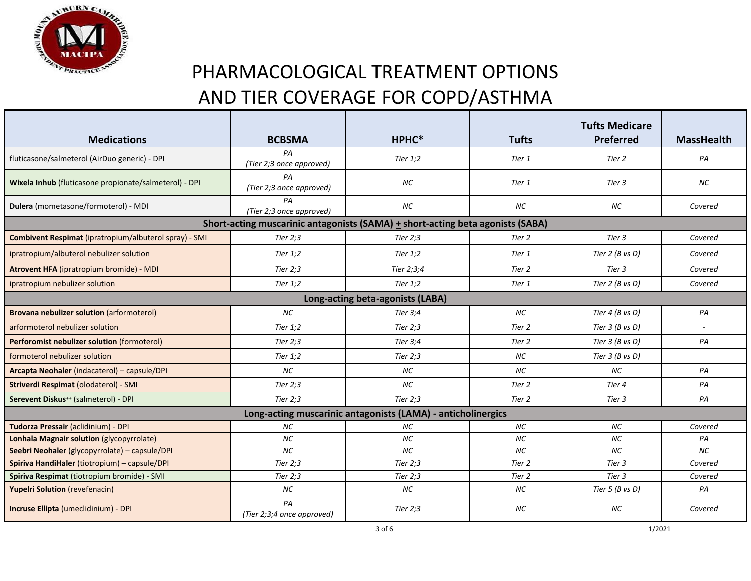# PHARMACOLOGICAL TREATMENT OPTIONS AND TIER COVERAGE FOR COPD/ASTHMA

| Medications | BCBSMA | HPHC* | Tufts | Tufts Medicare Preferred | MassHealth |
|---|---|---|---|---|---|
| fluticasone/salmeterol (AirDuo generic) - DPI | *PA (Tier 2;3 once approved)* | *Tier 1;2* | *Tier 1* | *Tier 2* | *PA* |
| **Wixela Inhub** (fluticasone propionate/salmeterol) - DPI | *PA (Tier 2;3 once approved)* | *NC* | *Tier 1* | *Tier 3* | *NC* |
| **Dulera** (mometasone/formoterol) - MDI | *PA (Tier 2;3 once approved)* | *NC* | *NC* | *NC* | *Covered* |
| **Short-acting muscarinic antagonists (SAMA) ± short-acting beta agonists (SABA)** | | | | | |
| **Combivent Respimat** (ipratropium/albuterol spray) - SMI | *Tier 2;3* | *Tier 2;3* | *Tier 2* | *Tier 3* | *Covered* |
| ipratropium/albuterol nebulizer solution | *Tier 1;2* | *Tier 1;2* | *Tier 1* | *Tier 2 (B vs D)* | *Covered* |
| **Atrovent HFA** (ipratropium bromide) - MDI | *Tier 2;3* | *Tier 2;3;4* | *Tier 2* | *Tier 3* | *Covered* |
| ipratropium nebulizer solution | *Tier 1;2* | *Tier 1;2* | *Tier 1* | *Tier 2 (B vs D)* | *Covered* |
| **Long-acting beta-agonists (LABA)** | | | | | |
| **Brovana nebulizer solution** (arformoterol) | *NC* | *Tier 3;4* | *NC* | *Tier 4 (B vs D)* | *PA* |
| arformoterol nebulizer solution | *Tier 1;2* | *Tier 2;3* | *Tier 2* | *Tier 3 (B vs D)* | *-* |
| **Perforomist nebulizer solution** (formoterol) | *Tier 2;3* | *Tier 3;4* | *Tier 2* | *Tier 3 (B vs D)* | *PA* |
| formoterol nebulizer solution | *Tier 1;2* | *Tier 2;3* | *NC* | *Tier 3 (B vs D)* | |
| **Arcapta Neohaler** (indacaterol) – capsule/DPI | *NC* | *NC* | *NC* | *NC* | *PA* |
| **Striverdi Respimat** (olodaterol) - SMI | *Tier 2;3* | *NC* | *Tier 2* | *Tier 4* | *PA* |
| **Serevent Diskus**++ (salmeterol) - DPI | *Tier 2;3* | *Tier 2;3* | *Tier 2* | *Tier 3* | *PA* |
| **Long-acting muscarinic antagonists (LAMA) - anticholinergics** | | | | | |
| **Tudorza Pressair** (aclidinium) - DPI | *NC* | *NC* | *NC* | *NC* | *Covered* |
| **Lonhala Magnair solution** (glycopyrrolate) | *NC* | *NC* | *NC* | *NC* | *PA* |
| **Seebri Neohaler** (glycopyrrolate) – capsule/DPI | *NC* | *NC* | *NC* | *NC* | *NC* |
| **Spiriva HandiHaler** (tiotropium) – capsule/DPI | *Tier 2;3* | *Tier 2;3* | *Tier 2* | *Tier 3* | *Covered* |
| **Spiriva Respimat** (tiotropium bromide) - SMI | *Tier 2;3* | *Tier 2;3* | *Tier 2* | *Tier 3* | *Covered* |
| **Yupelri Solution** (revefenacin) | *NC* | *NC* | *NC* | *Tier 5 (B vs D)* | *PA* |
| **Incruse Ellipta** (umeclidinium) - DPI | *PA (Tier 2;3;4 once approved)* | *Tier 2;3* | *NC* | *NC* | *Covered* |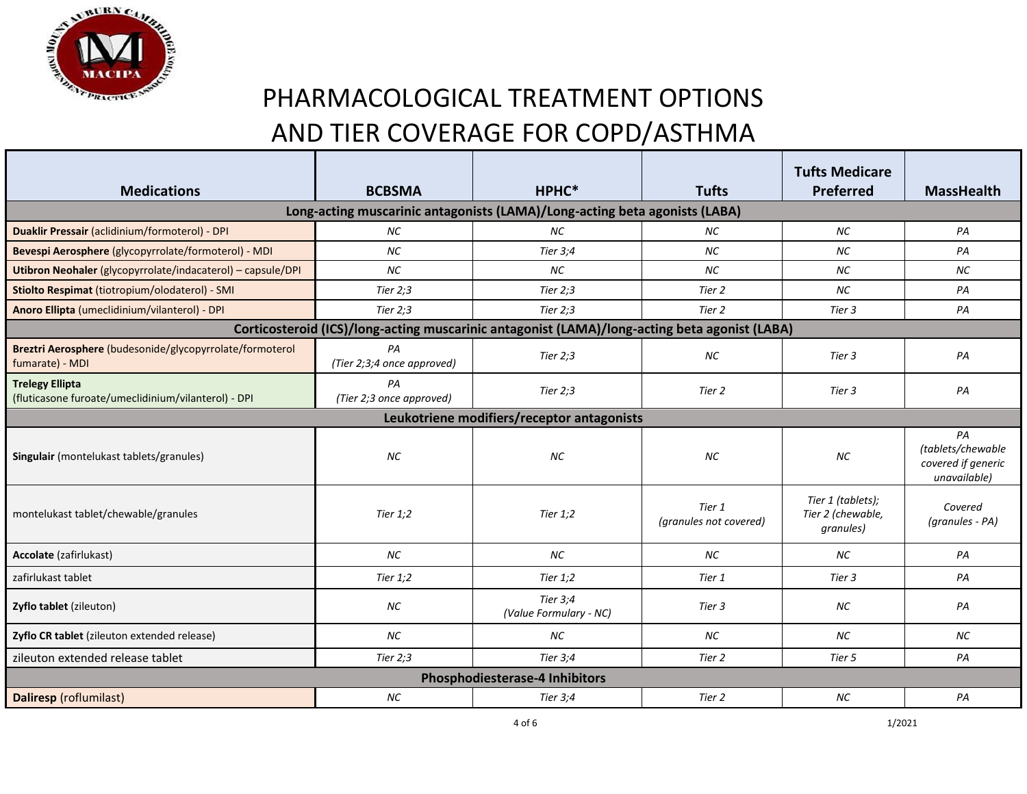# PHARMACOLOGICAL TREATMENT OPTIONS AND TIER COVERAGE FOR COPD/ASTHMA

| Medications | BCBSMA | HPHC* | Tufts | Tufts Medicare Preferred | MassHealth |
|---|---|---|---|---|---|
| **Long-acting muscarinic antagonists (LAMA)/Long-acting beta agonists (LABA)** | | | | | |
| **Duaklir Pressair** (aclidinium/formoterol) - DPI | *NC* | *NC* | *NC* | *NC* | *PA* |
| **Bevespi Aerosphere** (glycopyrrolate/formoterol) - MDI | *NC* | *Tier 3;4* | *NC* | *NC* | *PA* |
| **Utibron Neohaler** (glycopyrrolate/indacaterol) – capsule/DPI | *NC* | *NC* | *NC* | *NC* | *NC* |
| **Stiolto Respimat** (tiotropium/olodaterol) - SMI | *Tier 2;3* | *Tier 2;3* | *Tier 2* | *NC* | *PA* |
| **Anoro Ellipta** (umeclidinium/vilanterol) - DPI | *Tier 2;3* | *Tier 2;3* | *Tier 2* | *Tier 3* | *PA* |
| **Corticosteroid (ICS)/long-acting muscarinic antagonist (LAMA)/long-acting beta agonist (LABA)** | | | | | |
| **Breztri Aerosphere** (budesonide/glycopyrrolate/formoterol fumarate) - MDI | *PA (Tier 2;3;4 once approved)* | *Tier 2;3* | *NC* | *Tier 3* | *PA* |
| **Trelegy Ellipta** (fluticasone furoate/umeclidinium/vilanterol) - DPI | *PA (Tier 2;3 once approved)* | *Tier 2;3* | *Tier 2* | *Tier 3* | *PA* |
| **Leukotriene modifiers/receptor antagonists** | | | | | |
| **Singulair** (montelukast tablets/granules) | *NC* | *NC* | *NC* | *NC* | *PA (tablets/chewable covered if generic unavailable)* |
| montelukast tablet/chewable/granules | *Tier 1;2* | *Tier 1;2* | *Tier 1 (granules not covered)* | *Tier 1 (tablets); Tier 2 (chewable, granules)* | *Covered (granules - PA)* |
| **Accolate** (zafirlukast) | *NC* | *NC* | *NC* | *NC* | *PA* |
| zafirlukast tablet | *Tier 1;2* | *Tier 1;2* | *Tier 1* | *Tier 3* | *PA* |
| **Zyflo tablet** (zileuton) | *NC* | *Tier 3;4 (Value Formulary - NC)* | *Tier 3* | *NC* | *PA* |
| **Zyflo CR tablet** (zileuton extended release) | *NC* | *NC* | *NC* | *NC* | *NC* |
| zileuton extended release tablet | *Tier 2;3* | *Tier 3;4* | *Tier 2* | *Tier 5* | *PA* |
| **Phosphodiesterase-4 Inhibitors** | | | | | |
| **Daliresp** (roflumilast) | *NC* | *Tier 3;4* | *Tier 2* | *NC* | *PA* |

1/2021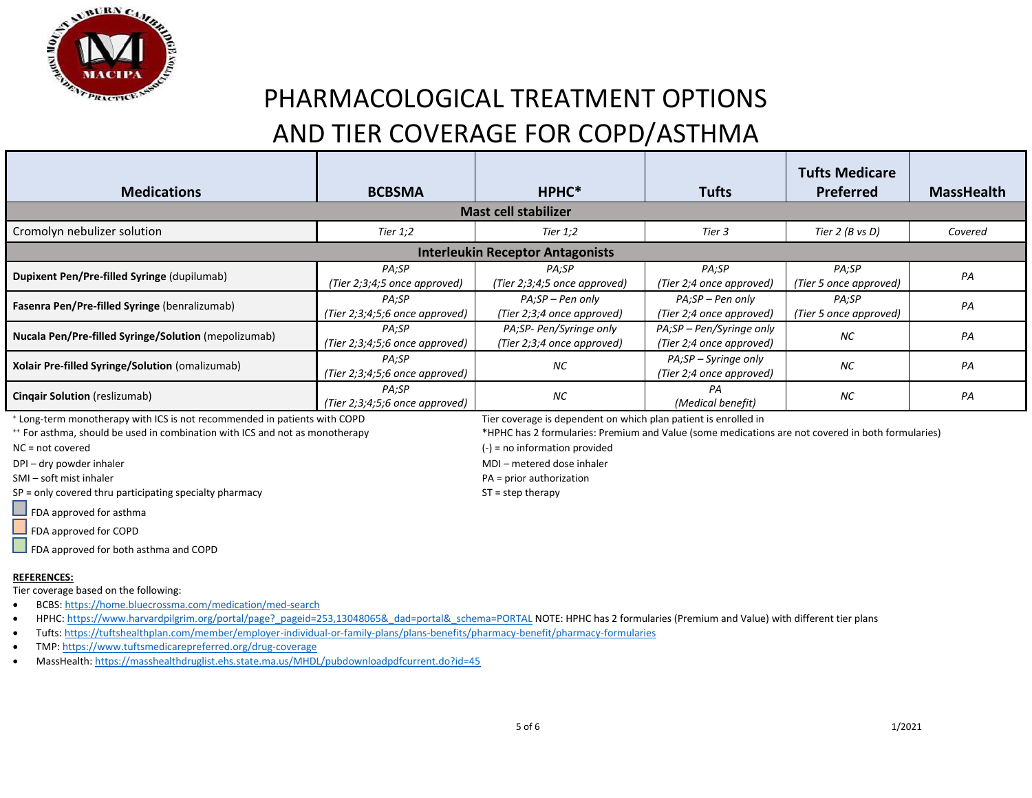# PHARMACOLOGICAL TREATMENT OPTIONS AND TIER COVERAGE FOR COPD/ASTHMA

| Medications | BCBSMA | HPHC* | Tufts | Tufts Medicare Preferred | MassHealth |
|---|---|---|---|---|---|
| **Mast cell stabilizer** | | | | | |
| Cromolyn nebulizer solution | *Tier 1;2* | *Tier 1;2* | *Tier 3* | *Tier 2 (B vs D)* | *Covered* |
| **Interleukin Receptor Antagonists** | | | | | |
| **Dupixent Pen/Pre-filled Syringe** (dupilumab) | *PA;SP (Tier 2;3;4;5 once approved)* | *PA;SP (Tier 2;3;4;5 once approved)* | *PA;SP (Tier 2;4 once approved)* | *PA;SP (Tier 5 once approved)* | *PA* |
| **Fasenra Pen/Pre-filled Syringe** (benralizumab) | *PA;SP (Tier 2;3;4;5;6 once approved)* | *PA;SP – Pen only (Tier 2;3;4 once approved)* | *PA;SP – Pen only (Tier 2;4 once approved)* | *PA;SP (Tier 5 once approved)* | *PA* |
| **Nucala Pen/Pre-filled Syringe/Solution** (mepolizumab) | *PA;SP (Tier 2;3;4;5;6 once approved)* | *PA;SP- Pen/Syringe only (Tier 2;3;4 once approved)* | *PA;SP – Pen/Syringe only (Tier 2;4 once approved)* | *NC* | *PA* |
| **Xolair Pre-filled Syringe/Solution** (omalizumab) | *PA;SP (Tier 2;3;4;5;6 once approved)* | *NC* | *PA;SP – Syringe only (Tier 2;4 once approved)* | *NC* | *PA* |
| **Cinqair Solution** (reslizumab) | *PA;SP (Tier 2;3;4;5;6 once approved)* | *NC* | *PA (Medical benefit)* | *NC* | *PA* |

[+] Long-term monotherapy with ICS is not recommended in patients with COPD

[++] For asthma, should be used in combination with ICS and not as monotherapy

NC = not covered

DPI – dry powder inhaler

SMI – soft mist inhaler

SP = only covered thru participating specialty pharmacy

FDA approved for asthma

FDA approved for COPD

FDA approved for both asthma and COPD

Tier coverage is dependent on which plan patient is enrolled in

*HPHC has 2 formularies: Premium and Value (some medications are not covered in both formularies)

(-) = no information provided

MDI – metered dose inhaler

PA = prior authorization

ST = step therapy

**REFERENCES:**

Tier coverage based on the following:

- BCBS: https://home.bluecrossma.com/medication/med-search
- HPHC: https://www.harvardpilgrim.org/portal/page?_pageid=253,13048065&_dad=portal&_schema=PORTAL NOTE: HPHC has 2 formularies (Premium and Value) with different tier plans
- Tufts: https://tuftshealthplan.com/member/employer-individual-or-family-plans/plans-benefits/pharmacy-benefit/pharmacy-formularies
- TMP: https://www.tuftsmedicarepreferred.org/drug-coverage
- MassHealth: https://masshealthdruglist.ehs.state.ma.us/MHDL/pubdownloadpdfcurrent.do?id=45

1/2021